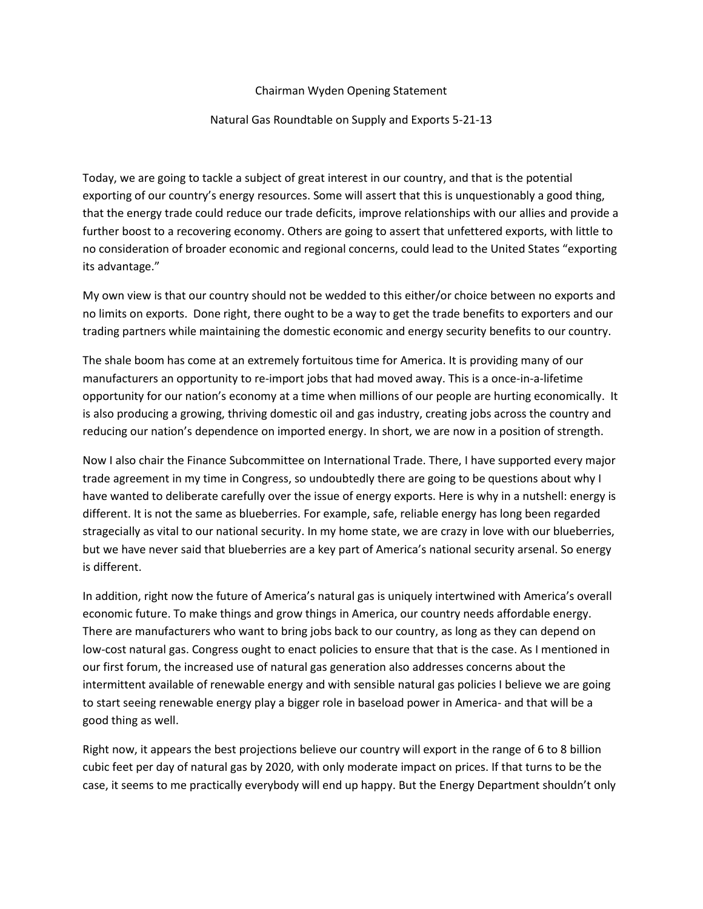Chairman Wyden Opening Statement

Natural Gas Roundtable on Supply and Exports 5-21-13

Today, we are going to tackle a subject of great interest in our country, and that is the potential exporting of our country's energy resources. Some will assert that this is unquestionably a good thing, that the energy trade could reduce our trade deficits, improve relationships with our allies and provide a further boost to a recovering economy. Others are going to assert that unfettered exports, with little to no consideration of broader economic and regional concerns, could lead to the United States "exporting its advantage."

My own view is that our country should not be wedded to this either/or choice between no exports and no limits on exports. Done right, there ought to be a way to get the trade benefits to exporters and our trading partners while maintaining the domestic economic and energy security benefits to our country.

The shale boom has come at an extremely fortuitous time for America. It is providing many of our manufacturers an opportunity to re-import jobs that had moved away. This is a once-in-a-lifetime opportunity for our nation's economy at a time when millions of our people are hurting economically. It is also producing a growing, thriving domestic oil and gas industry, creating jobs across the country and reducing our nation's dependence on imported energy. In short, we are now in a position of strength.

Now I also chair the Finance Subcommittee on International Trade. There, I have supported every major trade agreement in my time in Congress, so undoubtedly there are going to be questions about why I have wanted to deliberate carefully over the issue of energy exports. Here is why in a nutshell: energy is different. It is not the same as blueberries. For example, safe, reliable energy has long been regarded stragecially as vital to our national security. In my home state, we are crazy in love with our blueberries, but we have never said that blueberries are a key part of America's national security arsenal. So energy is different.

In addition, right now the future of America's natural gas is uniquely intertwined with America's overall economic future. To make things and grow things in America, our country needs affordable energy. There are manufacturers who want to bring jobs back to our country, as long as they can depend on low-cost natural gas. Congress ought to enact policies to ensure that that is the case. As I mentioned in our first forum, the increased use of natural gas generation also addresses concerns about the intermittent available of renewable energy and with sensible natural gas policies I believe we are going to start seeing renewable energy play a bigger role in baseload power in America- and that will be a good thing as well.

Right now, it appears the best projections believe our country will export in the range of 6 to 8 billion cubic feet per day of natural gas by 2020, with only moderate impact on prices. If that turns to be the case, it seems to me practically everybody will end up happy. But the Energy Department shouldn't only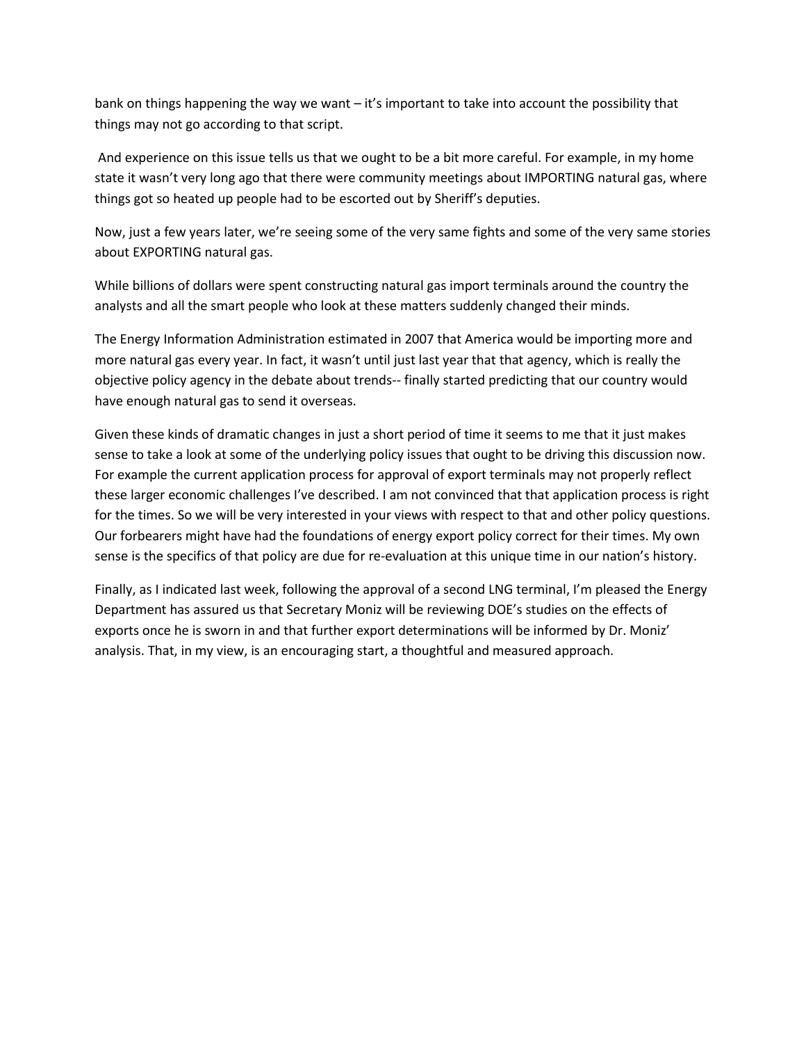bank on things happening the way we want – it's important to take into account the possibility that things may not go according to that script.

And experience on this issue tells us that we ought to be a bit more careful. For example, in my home state it wasn't very long ago that there were community meetings about IMPORTING natural gas, where things got so heated up people had to be escorted out by Sheriff's deputies.

Now, just a few years later, we're seeing some of the very same fights and some of the very same stories about EXPORTING natural gas.

While billions of dollars were spent constructing natural gas import terminals around the country the analysts and all the smart people who look at these matters suddenly changed their minds.

The Energy Information Administration estimated in 2007 that America would be importing more and more natural gas every year. In fact, it wasn't until just last year that that agency, which is really the objective policy agency in the debate about trends-- finally started predicting that our country would have enough natural gas to send it overseas.

Given these kinds of dramatic changes in just a short period of time it seems to me that it just makes sense to take a look at some of the underlying policy issues that ought to be driving this discussion now. For example the current application process for approval of export terminals may not properly reflect these larger economic challenges I've described. I am not convinced that that application process is right for the times. So we will be very interested in your views with respect to that and other policy questions. Our forbearers might have had the foundations of energy export policy correct for their times. My own sense is the specifics of that policy are due for re-evaluation at this unique time in our nation's history.

Finally, as I indicated last week, following the approval of a second LNG terminal, I'm pleased the Energy Department has assured us that Secretary Moniz will be reviewing DOE's studies on the effects of exports once he is sworn in and that further export determinations will be informed by Dr. Moniz' analysis. That, in my view, is an encouraging start, a thoughtful and measured approach.